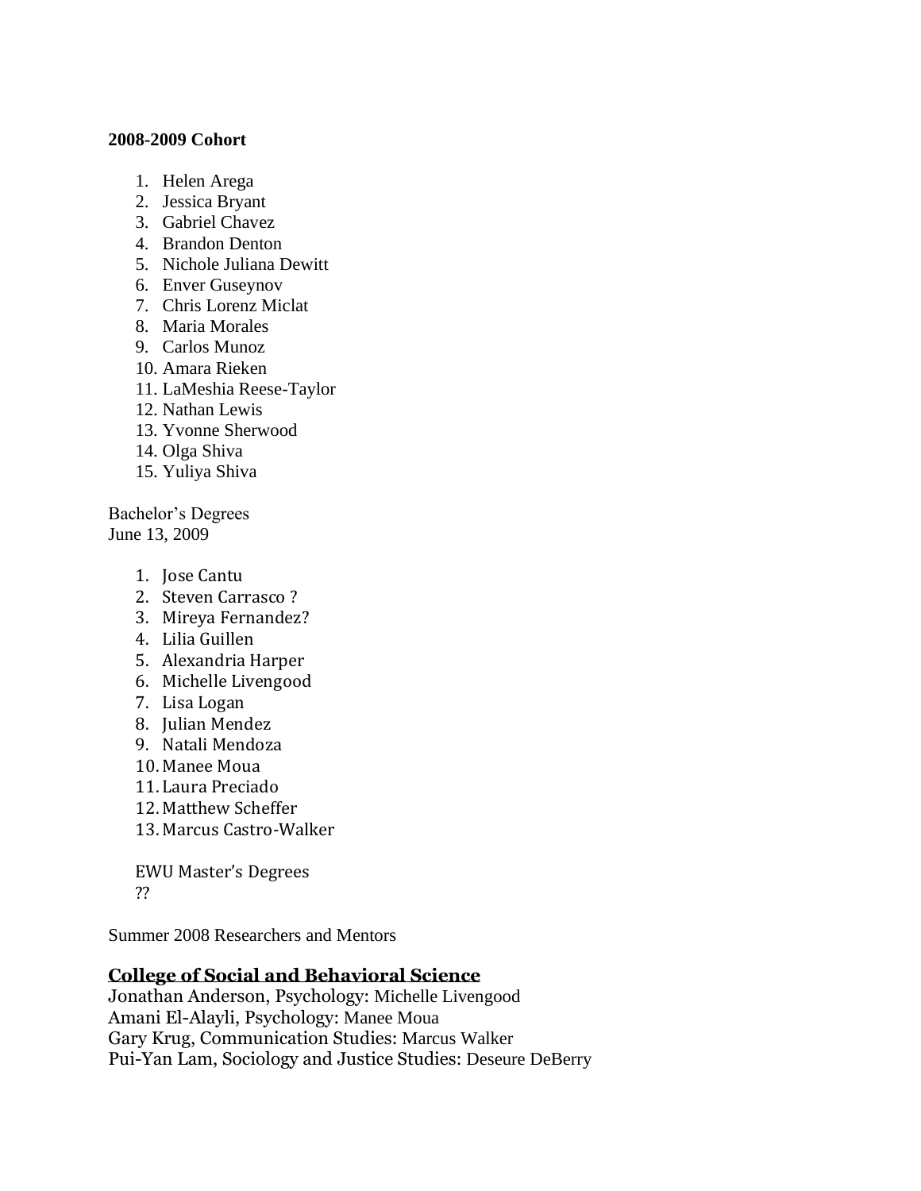**2008-2009 Cohort**

1. Helen Arega
2. Jessica Bryant
3. Gabriel Chavez
4. Brandon Denton
5. Nichole Juliana Dewitt
6. Enver Guseynov
7. Chris Lorenz Miclat
8. Maria Morales
9. Carlos Munoz
10. Amara Rieken
11. LaMeshia Reese-Taylor
12. Nathan Lewis
13. Yvonne Sherwood
14. Olga Shiva
15. Yuliya Shiva

Bachelor's Degrees
June 13, 2009

1. Jose Cantu
2. Steven Carrasco ?
3. Mireya Fernandez?
4. Lilia Guillen
5. Alexandria Harper
6. Michelle Livengood
7. Lisa Logan
8. Julian Mendez
9. Natali Mendoza
10. Manee Moua
11. Laura Preciado
12. Matthew Scheffer
13. Marcus Castro-Walker

EWU Master's Degrees
??

Summer 2008 Researchers and Mentors

**College of Social and Behavioral Science**

Jonathan Anderson, Psychology: Michelle Livengood
Amani El-Alayli, Psychology: Manee Moua
Gary Krug, Communication Studies: Marcus Walker
Pui-Yan Lam, Sociology and Justice Studies: Deseure DeBerry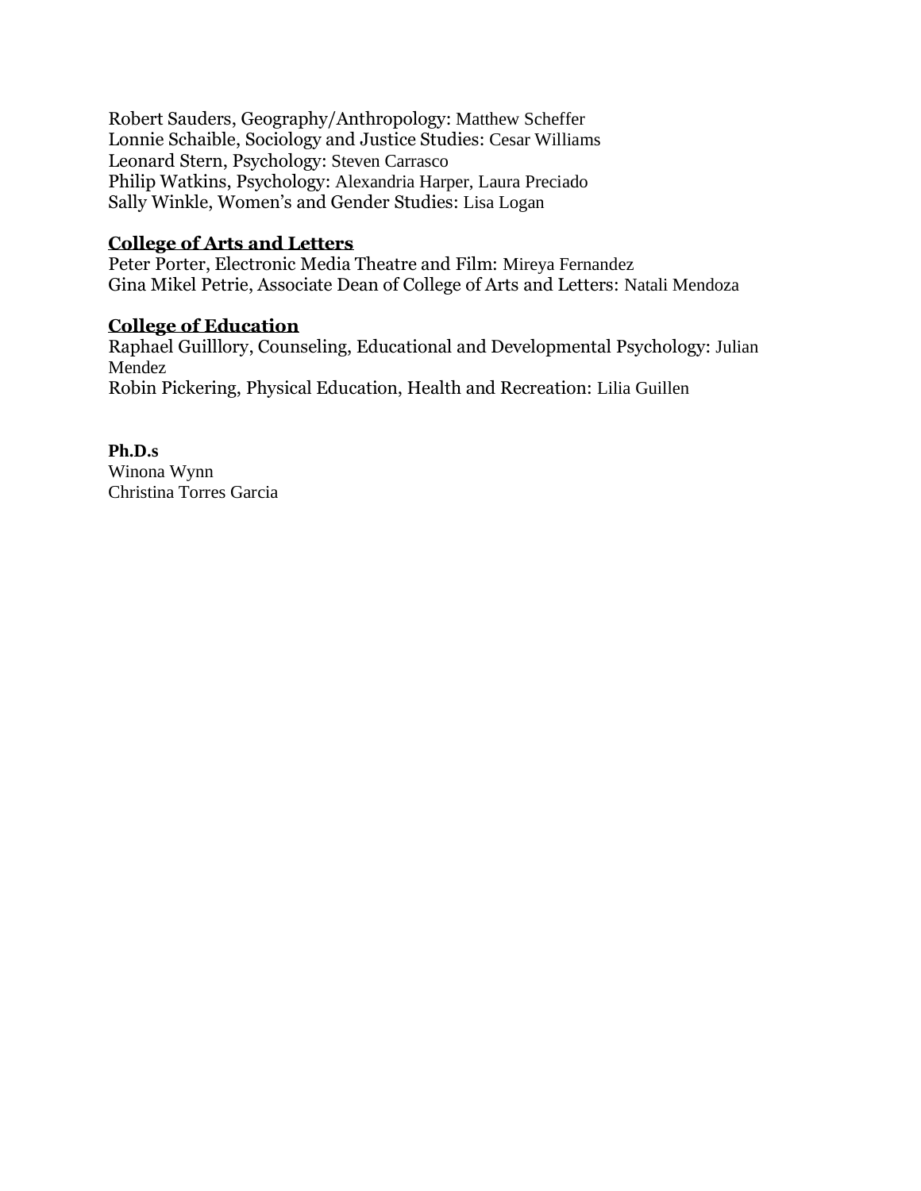Robert Sauders, Geography/Anthropology: Matthew Scheffer
Lonnie Schaible, Sociology and Justice Studies: Cesar Williams
Leonard Stern, Psychology: Steven Carrasco
Philip Watkins, Psychology: Alexandria Harper, Laura Preciado
Sally Winkle, Women's and Gender Studies: Lisa Logan

**College of Arts and Letters**
Peter Porter, Electronic Media Theatre and Film: Mireya Fernandez
Gina Mikel Petrie, Associate Dean of College of Arts and Letters: Natali Mendoza

**College of Education**
Raphael Guilllory, Counseling, Educational and Developmental Psychology: Julian Mendez
Robin Pickering, Physical Education, Health and Recreation: Lilia Guillen

**Ph.D.s**
Winona Wynn
Christina Torres Garcia